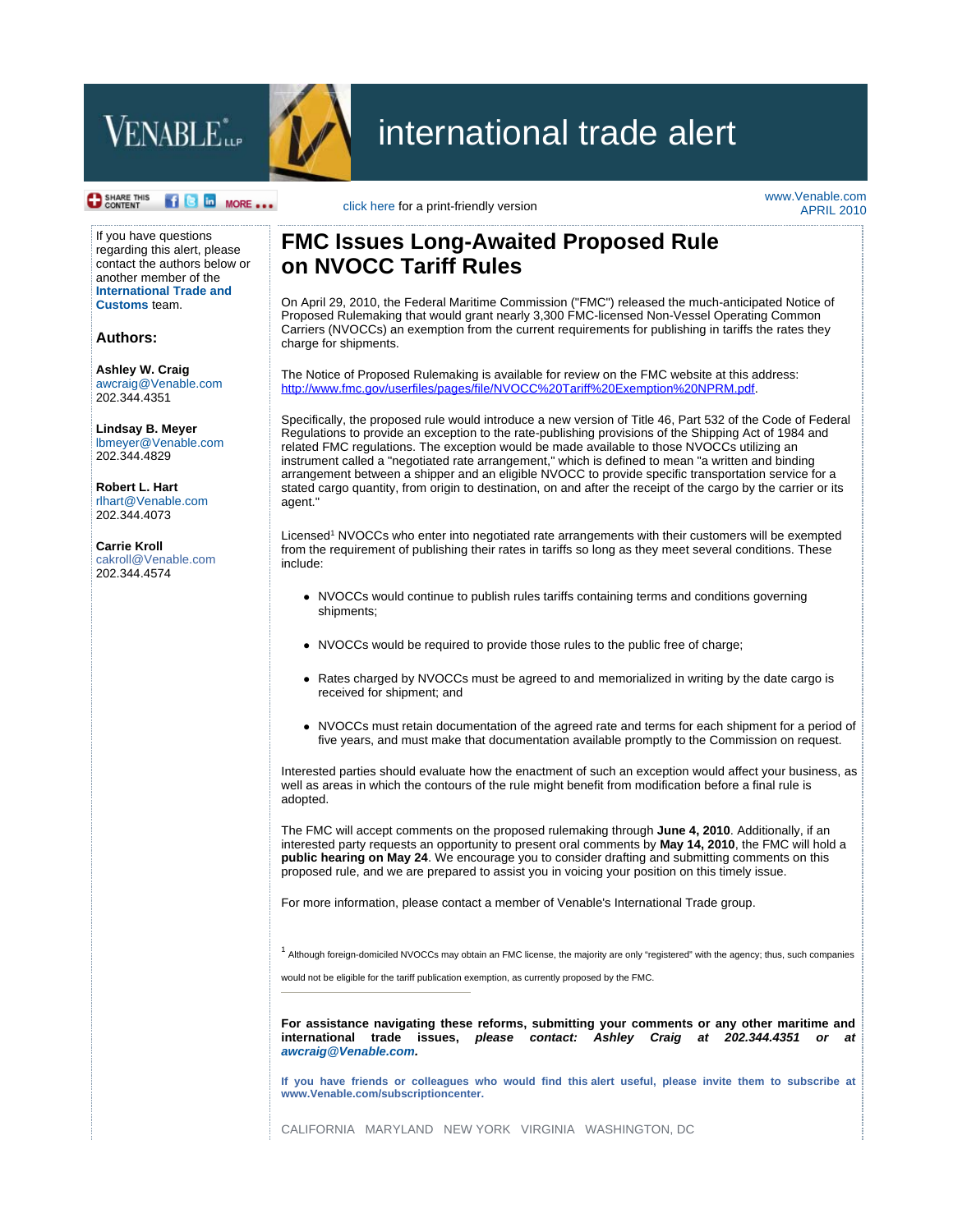# international trade alert

SHARE THIS CONTENT MORE ...

click here for a print-friendly version

www.Venable.com
APRIL 2010

If you have questions regarding this alert, please contact the authors below or another member of the **International Trade and Customs** team.

### Authors:

**Ashley W. Craig**
awcraig@Venable.com
202.344.4351

**Lindsay B. Meyer**
lbmeyer@Venable.com
202.344.4829

**Robert L. Hart**
rlhart@Venable.com
202.344.4073

**Carrie Kroll**
cakroll@Venable.com
202.344.4574

# FMC Issues Long-Awaited Proposed Rule on NVOCC Tariff Rules

On April 29, 2010, the Federal Maritime Commission ("FMC") released the much-anticipated Notice of Proposed Rulemaking that would grant nearly 3,300 FMC-licensed Non-Vessel Operating Common Carriers (NVOCCs) an exemption from the current requirements for publishing in tariffs the rates they charge for shipments.

The Notice of Proposed Rulemaking is available for review on the FMC website at this address: http://www.fmc.gov/userfiles/pages/file/NVOCC%20Tariff%20Exemption%20NPRM.pdf.

Specifically, the proposed rule would introduce a new version of Title 46, Part 532 of the Code of Federal Regulations to provide an exception to the rate-publishing provisions of the Shipping Act of 1984 and related FMC regulations. The exception would be made available to those NVOCCs utilizing an instrument called a "negotiated rate arrangement," which is defined to mean "a written and binding arrangement between a shipper and an eligible NVOCC to provide specific transportation service for a stated cargo quantity, from origin to destination, on and after the receipt of the cargo by the carrier or its agent."

Licensed[1] NVOCCs who enter into negotiated rate arrangements with their customers will be exempted from the requirement of publishing their rates in tariffs so long as they meet several conditions. These include:

- NVOCCs would continue to publish rules tariffs containing terms and conditions governing shipments;
- NVOCCs would be required to provide those rules to the public free of charge;
- Rates charged by NVOCCs must be agreed to and memorialized in writing by the date cargo is received for shipment; and
- NVOCCs must retain documentation of the agreed rate and terms for each shipment for a period of five years, and must make that documentation available promptly to the Commission on request.

Interested parties should evaluate how the enactment of such an exception would affect your business, as well as areas in which the contours of the rule might benefit from modification before a final rule is adopted.

The FMC will accept comments on the proposed rulemaking through **June 4, 2010**. Additionally, if an interested party requests an opportunity to present oral comments by **May 14, 2010**, the FMC will hold a **public hearing on May 24**. We encourage you to consider drafting and submitting comments on this proposed rule, and we are prepared to assist you in voicing your position on this timely issue.

For more information, please contact a member of Venable's International Trade group.

[1] Although foreign-domiciled NVOCCs may obtain an FMC license, the majority are only "registered" with the agency; thus, such companies would not be eligible for the tariff publication exemption, as currently proposed by the FMC.

---

**For assistance navigating these reforms, submitting your comments or any other maritime and international trade issues, *please contact: Ashley Craig at 202.344.4351 or at awcraig@Venable.com.***

**If you have friends or colleagues who would find this alert useful, please invite them to subscribe at www.Venable.com/subscriptioncenter.**

CALIFORNIA MARYLAND NEW YORK VIRGINIA WASHINGTON, DC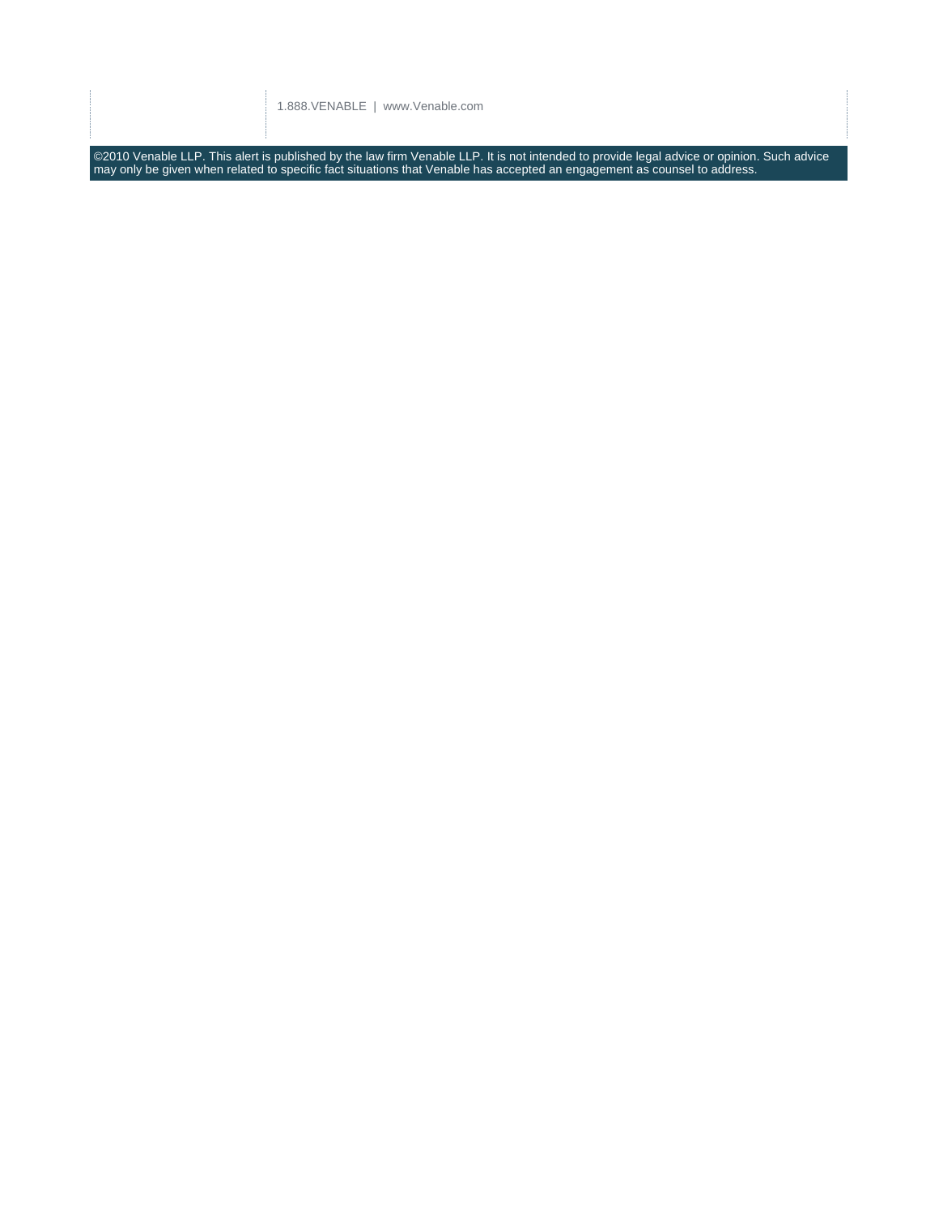1.888.VENABLE | www.Venable.com

©2010 Venable LLP. This alert is published by the law firm Venable LLP. It is not intended to provide legal advice or opinion. Such advice may only be given when related to specific fact situations that Venable has accepted an engagement as counsel to address.